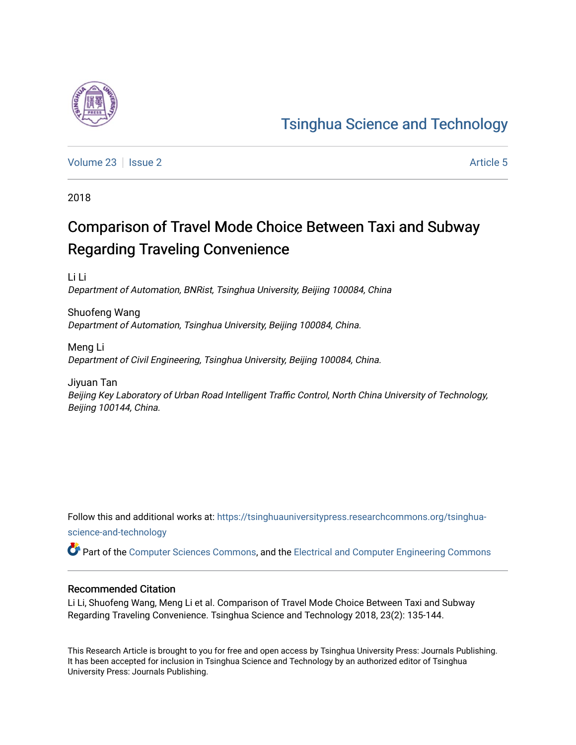Tsinghua Science and Technology

Volume 23 | Issue 2 Article 5

2018

# Comparison of Travel Mode Choice Between Taxi and Subway Regarding Traveling Convenience

Li Li
*Department of Automation, BNRist, Tsinghua University, Beijing 100084, China*

Shuofeng Wang
*Department of Automation, Tsinghua University, Beijing 100084, China.*

Meng Li
*Department of Civil Engineering, Tsinghua University, Beijing 100084, China.*

Jiyuan Tan
*Beijing Key Laboratory of Urban Road Intelligent Traffic Control, North China University of Technology, Beijing 100144, China.*

Follow this and additional works at: https://tsinghuauniversitypress.researchcommons.org/tsinghua-science-and-technology

Part of the Computer Sciences Commons, and the Electrical and Computer Engineering Commons

## Recommended Citation

Li Li, Shuofeng Wang, Meng Li et al. Comparison of Travel Mode Choice Between Taxi and Subway Regarding Traveling Convenience. Tsinghua Science and Technology 2018, 23(2): 135-144.

This Research Article is brought to you for free and open access by Tsinghua University Press: Journals Publishing. It has been accepted for inclusion in Tsinghua Science and Technology by an authorized editor of Tsinghua University Press: Journals Publishing.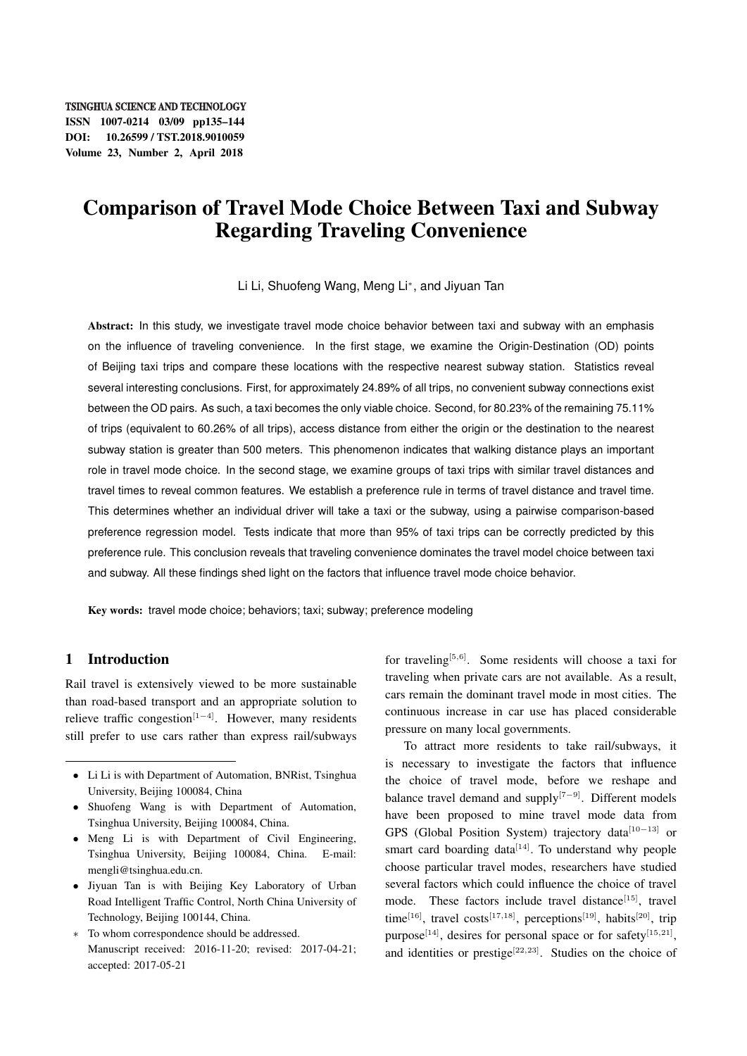# Comparison of Travel Mode Choice Between Taxi and Subway Regarding Traveling Convenience

Li Li, Shuofeng Wang, Meng Li*, and Jiyuan Tan

**Abstract:** In this study, we investigate travel mode choice behavior between taxi and subway with an emphasis on the influence of traveling convenience. In the first stage, we examine the Origin-Destination (OD) points of Beijing taxi trips and compare these locations with the respective nearest subway station. Statistics reveal several interesting conclusions. First, for approximately 24.89% of all trips, no convenient subway connections exist between the OD pairs. As such, a taxi becomes the only viable choice. Second, for 80.23% of the remaining 75.11% of trips (equivalent to 60.26% of all trips), access distance from either the origin or the destination to the nearest subway station is greater than 500 meters. This phenomenon indicates that walking distance plays an important role in travel mode choice. In the second stage, we examine groups of taxi trips with similar travel distances and travel times to reveal common features. We establish a preference rule in terms of travel distance and travel time. This determines whether an individual driver will take a taxi or the subway, using a pairwise comparison-based preference regression model. Tests indicate that more than 95% of taxi trips can be correctly predicted by this preference rule. This conclusion reveals that traveling convenience dominates the travel model choice between taxi and subway. All these findings shed light on the factors that influence travel mode choice behavior.

**Key words:** travel mode choice; behaviors; taxi; subway; preference modeling

## 1 Introduction

Rail travel is extensively viewed to be more sustainable than road-based transport and an appropriate solution to relieve traffic congestion[1−4]. However, many residents still prefer to use cars rather than express rail/subways for traveling[5,6]. Some residents will choose a taxi for traveling when private cars are not available. As a result, cars remain the dominant travel mode in most cities. The continuous increase in car use has placed considerable pressure on many local governments.

To attract more residents to take rail/subways, it is necessary to investigate the factors that influence the choice of travel mode, before we reshape and balance travel demand and supply[7−9]. Different models have been proposed to mine travel mode data from GPS (Global Position System) trajectory data[10−13] or smart card boarding data[14]. To understand why people choose particular travel modes, researchers have studied several factors which could influence the choice of travel mode. These factors include travel distance[15], travel time[16], travel costs[17,18], perceptions[19], habits[20], trip purpose[14], desires for personal space or for safety[15,21], and identities or prestige[22,23]. Studies on the choice of

---

- Li Li is with Department of Automation, BNRist, Tsinghua University, Beijing 100084, China
- Shuofeng Wang is with Department of Automation, Tsinghua University, Beijing 100084, China.
- Meng Li is with Department of Civil Engineering, Tsinghua University, Beijing 100084, China. E-mail: mengli@tsinghua.edu.cn.
- Jiyuan Tan is with Beijing Key Laboratory of Urban Road Intelligent Traffic Control, North China University of Technology, Beijing 100144, China.

\* To whom correspondence should be addressed.
Manuscript received: 2016-11-20; revised: 2017-04-21; accepted: 2017-05-21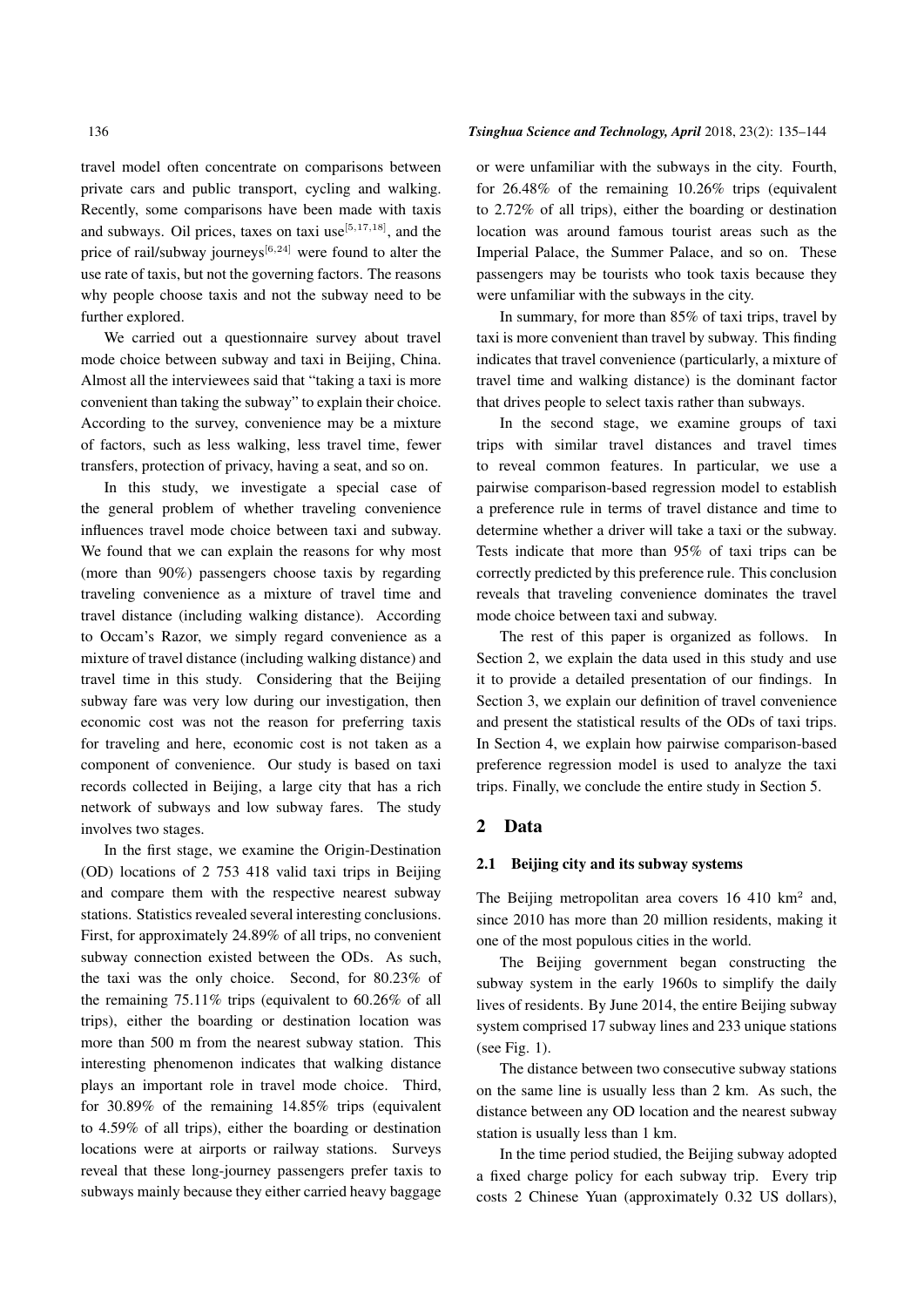travel model often concentrate on comparisons between private cars and public transport, cycling and walking. Recently, some comparisons have been made with taxis and subways. Oil prices, taxes on taxi use[5,17,18], and the price of rail/subway journeys[6,24] were found to alter the use rate of taxis, but not the governing factors. The reasons why people choose taxis and not the subway need to be further explored.

We carried out a questionnaire survey about travel mode choice between subway and taxi in Beijing, China. Almost all the interviewees said that "taking a taxi is more convenient than taking the subway" to explain their choice. According to the survey, convenience may be a mixture of factors, such as less walking, less travel time, fewer transfers, protection of privacy, having a seat, and so on.

In this study, we investigate a special case of the general problem of whether traveling convenience influences travel mode choice between taxi and subway. We found that we can explain the reasons for why most (more than 90%) passengers choose taxis by regarding traveling convenience as a mixture of travel time and travel distance (including walking distance). According to Occam's Razor, we simply regard convenience as a mixture of travel distance (including walking distance) and travel time in this study. Considering that the Beijing subway fare was very low during our investigation, then economic cost was not the reason for preferring taxis for traveling and here, economic cost is not taken as a component of convenience. Our study is based on taxi records collected in Beijing, a large city that has a rich network of subways and low subway fares. The study involves two stages.

In the first stage, we examine the Origin-Destination (OD) locations of 2 753 418 valid taxi trips in Beijing and compare them with the respective nearest subway stations. Statistics revealed several interesting conclusions. First, for approximately 24.89% of all trips, no convenient subway connection existed between the ODs. As such, the taxi was the only choice. Second, for 80.23% of the remaining 75.11% trips (equivalent to 60.26% of all trips), either the boarding or destination location was more than 500 m from the nearest subway station. This interesting phenomenon indicates that walking distance plays an important role in travel mode choice. Third, for 30.89% of the remaining 14.85% trips (equivalent to 4.59% of all trips), either the boarding or destination locations were at airports or railway stations. Surveys reveal that these long-journey passengers prefer taxis to subways mainly because they either carried heavy baggage or were unfamiliar with the subways in the city. Fourth, for 26.48% of the remaining 10.26% trips (equivalent to 2.72% of all trips), either the boarding or destination location was around famous tourist areas such as the Imperial Palace, the Summer Palace, and so on. These passengers may be tourists who took taxis because they were unfamiliar with the subways in the city.

In summary, for more than 85% of taxi trips, travel by taxi is more convenient than travel by subway. This finding indicates that travel convenience (particularly, a mixture of travel time and walking distance) is the dominant factor that drives people to select taxis rather than subways.

In the second stage, we examine groups of taxi trips with similar travel distances and travel times to reveal common features. In particular, we use a pairwise comparison-based regression model to establish a preference rule in terms of travel distance and time to determine whether a driver will take a taxi or the subway. Tests indicate that more than 95% of taxi trips can be correctly predicted by this preference rule. This conclusion reveals that traveling convenience dominates the travel mode choice between taxi and subway.

The rest of this paper is organized as follows. In Section 2, we explain the data used in this study and use it to provide a detailed presentation of our findings. In Section 3, we explain our definition of travel convenience and present the statistical results of the ODs of taxi trips. In Section 4, we explain how pairwise comparison-based preference regression model is used to analyze the taxi trips. Finally, we conclude the entire study in Section 5.

## 2 Data

### 2.1 Beijing city and its subway systems

The Beijing metropolitan area covers 16 410 km² and, since 2010 has more than 20 million residents, making it one of the most populous cities in the world.

The Beijing government began constructing the subway system in the early 1960s to simplify the daily lives of residents. By June 2014, the entire Beijing subway system comprised 17 subway lines and 233 unique stations (see Fig. 1).

The distance between two consecutive subway stations on the same line is usually less than 2 km. As such, the distance between any OD location and the nearest subway station is usually less than 1 km.

In the time period studied, the Beijing subway adopted a fixed charge policy for each subway trip. Every trip costs 2 Chinese Yuan (approximately 0.32 US dollars),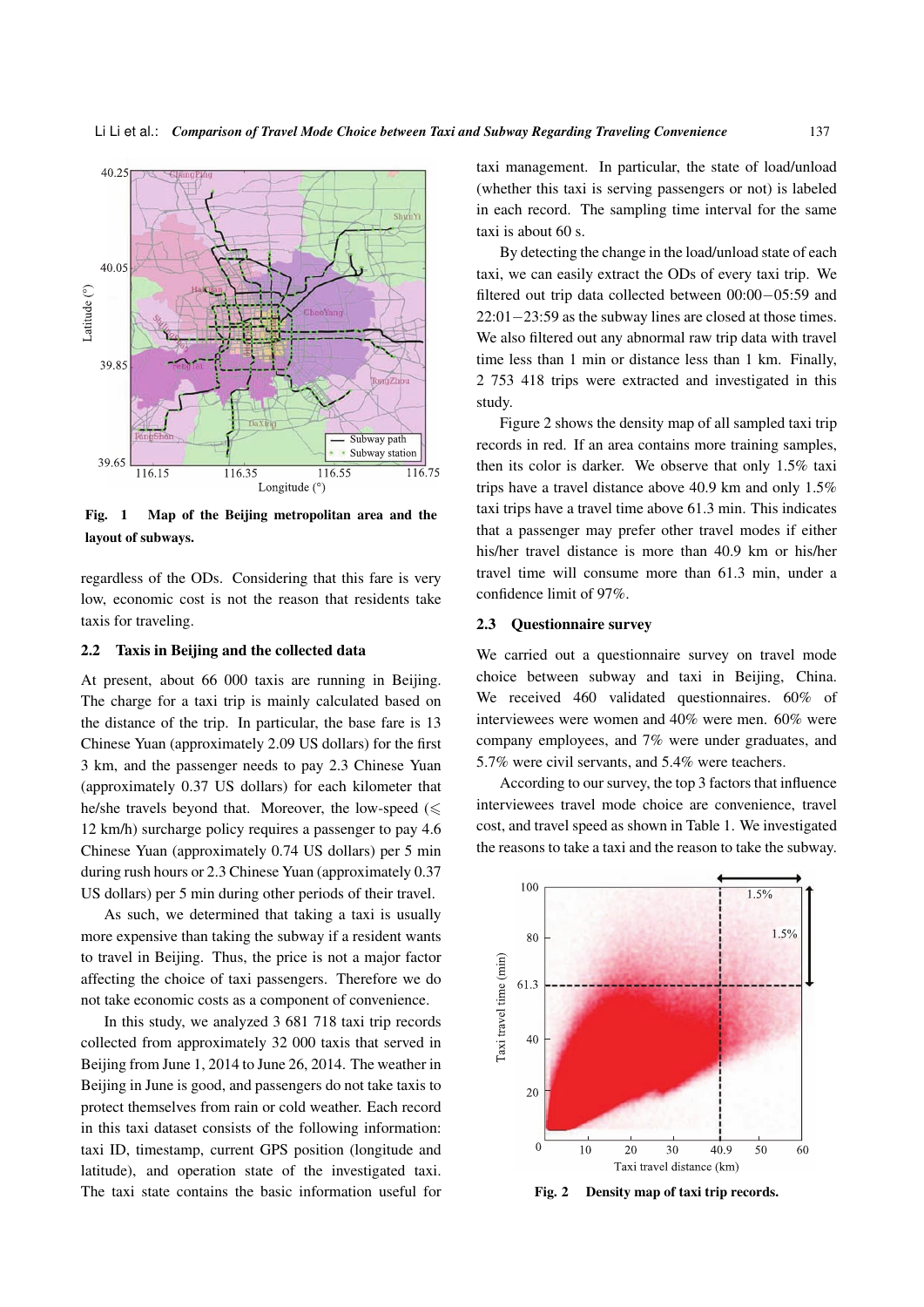Fig. 1 Map of the Beijing metropolitan area and the layout of subways.

regardless of the ODs. Considering that this fare is very low, economic cost is not the reason that residents take taxis for traveling.

### 2.2 Taxis in Beijing and the collected data

At present, about 66 000 taxis are running in Beijing. The charge for a taxi trip is mainly calculated based on the distance of the trip. In particular, the base fare is 13 Chinese Yuan (approximately 2.09 US dollars) for the first 3 km, and the passenger needs to pay 2.3 Chinese Yuan (approximately 0.37 US dollars) for each kilometer that he/she travels beyond that. Moreover, the low-speed ($\leqslant$ 12 km/h) surcharge policy requires a passenger to pay 4.6 Chinese Yuan (approximately 0.74 US dollars) per 5 min during rush hours or 2.3 Chinese Yuan (approximately 0.37 US dollars) per 5 min during other periods of their travel.

As such, we determined that taking a taxi is usually more expensive than taking the subway if a resident wants to travel in Beijing. Thus, the price is not a major factor affecting the choice of taxi passengers. Therefore we do not take economic costs as a component of convenience.

In this study, we analyzed 3 681 718 taxi trip records collected from approximately 32 000 taxis that served in Beijing from June 1, 2014 to June 26, 2014. The weather in Beijing in June is good, and passengers do not take taxis to protect themselves from rain or cold weather. Each record in this taxi dataset consists of the following information: taxi ID, timestamp, current GPS position (longitude and latitude), and operation state of the investigated taxi. The taxi state contains the basic information useful for taxi management. In particular, the state of load/unload (whether this taxi is serving passengers or not) is labeled in each record. The sampling time interval for the same taxi is about 60 s.

By detecting the change in the load/unload state of each taxi, we can easily extract the ODs of every taxi trip. We filtered out trip data collected between 00:00−05:59 and 22:01−23:59 as the subway lines are closed at those times. We also filtered out any abnormal raw trip data with travel time less than 1 min or distance less than 1 km. Finally, 2 753 418 trips were extracted and investigated in this study.

Figure 2 shows the density map of all sampled taxi trip records in red. If an area contains more training samples, then its color is darker. We observe that only 1.5% taxi trips have a travel distance above 40.9 km and only 1.5% taxi trips have a travel time above 61.3 min. This indicates that a passenger may prefer other travel modes if either his/her travel distance is more than 40.9 km or his/her travel time will consume more than 61.3 min, under a confidence limit of 97%.

### 2.3 Questionnaire survey

We carried out a questionnaire survey on travel mode choice between subway and taxi in Beijing, China. We received 460 validated questionnaires. 60% of interviewees were women and 40% were men. 60% were company employees, and 7% were under graduates, and 5.7% were civil servants, and 5.4% were teachers.

According to our survey, the top 3 factors that influence interviewees travel mode choice are convenience, travel cost, and travel speed as shown in Table 1. We investigated the reasons to take a taxi and the reason to take the subway.

Fig. 2 Density map of taxi trip records.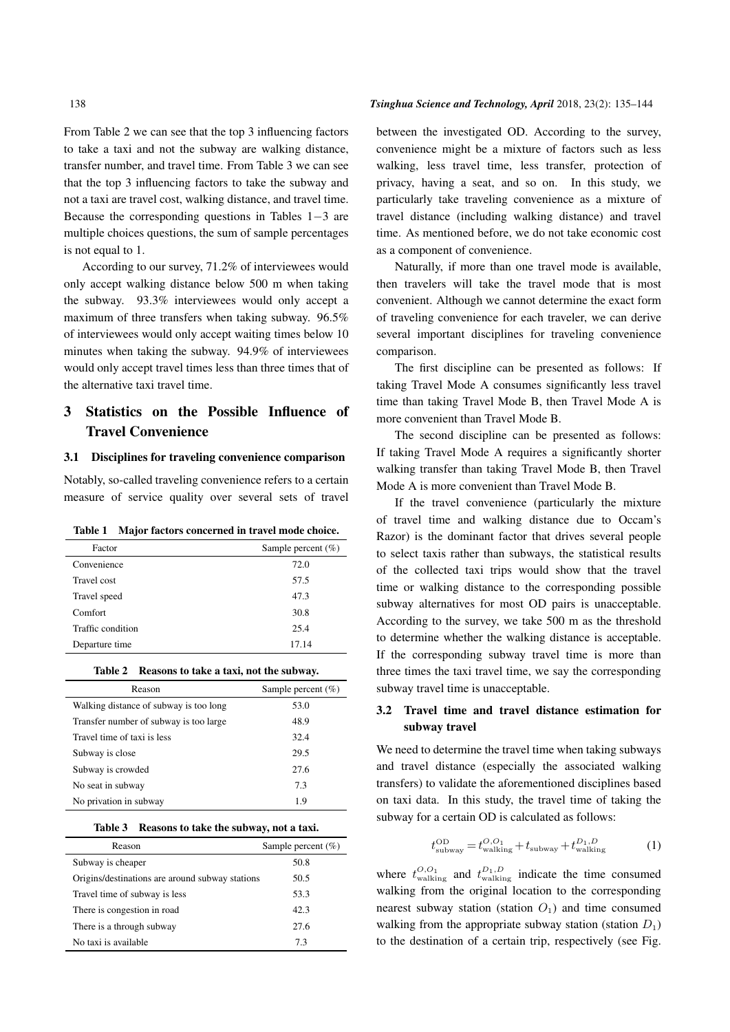From Table 2 we can see that the top 3 influencing factors to take a taxi and not the subway are walking distance, transfer number, and travel time. From Table 3 we can see that the top 3 influencing factors to take the subway and not a taxi are travel cost, walking distance, and travel time. Because the corresponding questions in Tables 1−3 are multiple choices questions, the sum of sample percentages is not equal to 1.

According to our survey, 71.2% of interviewees would only accept walking distance below 500 m when taking the subway. 93.3% interviewees would only accept a maximum of three transfers when taking subway. 96.5% of interviewees would only accept waiting times below 10 minutes when taking the subway. 94.9% of interviewees would only accept travel times less than three times that of the alternative taxi travel time.

## 3 Statistics on the Possible Influence of Travel Convenience

### 3.1 Disciplines for traveling convenience comparison

Notably, so-called traveling convenience refers to a certain measure of service quality over several sets of travel between the investigated OD. According to the survey, convenience might be a mixture of factors such as less walking, less travel time, less transfer, protection of privacy, having a seat, and so on. In this study, we particularly take traveling convenience as a mixture of travel distance (including walking distance) and travel time. As mentioned before, we do not take economic cost as a component of convenience.

**Table 1 Major factors concerned in travel mode choice.**

| Factor | Sample percent (%) |
|---|---|
| Convenience | 72.0 |
| Travel cost | 57.5 |
| Travel speed | 47.3 |
| Comfort | 30.8 |
| Traffic condition | 25.4 |
| Departure time | 17.14 |

**Table 2 Reasons to take a taxi, not the subway.**

| Reason | Sample percent (%) |
|---|---|
| Walking distance of subway is too long | 53.0 |
| Transfer number of subway is too large | 48.9 |
| Travel time of taxi is less | 32.4 |
| Subway is close | 29.5 |
| Subway is crowded | 27.6 |
| No seat in subway | 7.3 |
| No privation in subway | 1.9 |

**Table 3 Reasons to take the subway, not a taxi.**

| Reason | Sample percent (%) |
|---|---|
| Subway is cheaper | 50.8 |
| Origins/destinations are around subway stations | 50.5 |
| Travel time of subway is less | 53.3 |
| There is congestion in road | 42.3 |
| There is a through subway | 27.6 |
| No taxi is available | 7.3 |

Naturally, if more than one travel mode is available, then travelers will take the travel mode that is most convenient. Although we cannot determine the exact form of traveling convenience for each traveler, we can derive several important disciplines for traveling convenience comparison.

The first discipline can be presented as follows: If taking Travel Mode A consumes significantly less travel time than taking Travel Mode B, then Travel Mode A is more convenient than Travel Mode B.

The second discipline can be presented as follows: If taking Travel Mode A requires a significantly shorter walking transfer than taking Travel Mode B, then Travel Mode A is more convenient than Travel Mode B.

If the travel convenience (particularly the mixture of travel time and walking distance due to Occam's Razor) is the dominant factor that drives several people to select taxis rather than subways, the statistical results of the collected taxi trips would show that the travel time or walking distance to the corresponding possible subway alternatives for most OD pairs is unacceptable. According to the survey, we take 500 m as the threshold to determine whether the walking distance is acceptable. If the corresponding subway travel time is more than three times the taxi travel time, we say the corresponding subway travel time is unacceptable.

### 3.2 Travel time and travel distance estimation for subway travel

We need to determine the travel time when taking subways and travel distance (especially the associated walking transfers) to validate the aforementioned disciplines based on taxi data. In this study, the travel time of taking the subway for a certain OD is calculated as follows:

$$t_{\text{subway}}^{\text{OD}} = t_{\text{walking}}^{O,O_1} + t_{\text{subway}} + t_{\text{walking}}^{D_1,D} \tag{1}$$

where $t_{\text{walking}}^{O,O_1}$ and $t_{\text{walking}}^{D_1,D}$ indicate the time consumed walking from the original location to the corresponding nearest subway station (station $O_1$) and time consumed walking from the appropriate subway station (station $D_1$) to the destination of a certain trip, respectively (see Fig.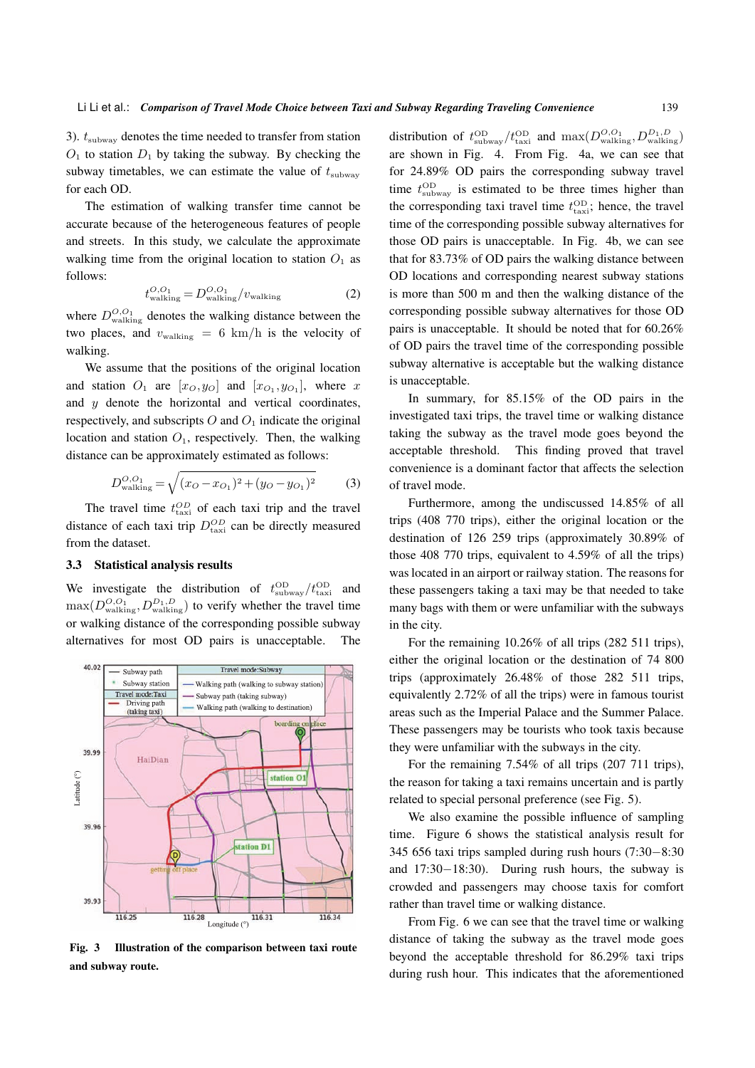3). $t_{\text{subway}}$ denotes the time needed to transfer from station $O_1$ to station $D_1$ by taking the subway. By checking the subway timetables, we can estimate the value of $t_{\text{subway}}$ for each OD.

The estimation of walking transfer time cannot be accurate because of the heterogeneous features of people and streets. In this study, we calculate the approximate walking time from the original location to station $O_1$ as follows:

$$t_{\text{walking}}^{O,O_1} = D_{\text{walking}}^{O,O_1} / v_{\text{walking}} \tag{2}$$

where $D_{\text{walking}}^{O,O_1}$ denotes the walking distance between the two places, and $v_{\text{walking}} = 6$ km/h is the velocity of walking.

We assume that the positions of the original location and station $O_1$ are $[x_O, y_O]$ and $[x_{O_1}, y_{O_1}]$, where $x$ and $y$ denote the horizontal and vertical coordinates, respectively, and subscripts $O$ and $O_1$ indicate the original location and station $O_1$, respectively. Then, the walking distance can be approximately estimated as follows:

$$D_{\text{walking}}^{O,O_1} = \sqrt{(x_O - x_{O_1})^2 + (y_O - y_{O_1})^2} \tag{3}$$

The travel time $t_{\text{taxi}}^{OD}$ of each taxi trip and the travel distance of each taxi trip $D_{\text{taxi}}^{OD}$ can be directly measured from the dataset.

### 3.3 Statistical analysis results

We investigate the distribution of $t_{\text{subway}}^{\text{OD}} / t_{\text{taxi}}^{\text{OD}}$ and $\max(D_{\text{walking}}^{O,O_1}, D_{\text{walking}}^{D_1,D})$ to verify whether the travel time or walking distance of the corresponding possible subway alternatives for most OD pairs is unacceptable. The distribution of $t_{\text{subway}}^{\text{OD}} / t_{\text{taxi}}^{\text{OD}}$ and $\max(D_{\text{walking}}^{O,O_1}, D_{\text{walking}}^{D_1,D})$ are shown in Fig. 4. From Fig. 4a, we can see that for 24.89% OD pairs the corresponding subway travel time $t_{\text{subway}}^{\text{OD}}$ is estimated to be three times higher than the corresponding taxi travel time $t_{\text{taxi}}^{\text{OD}}$; hence, the travel time of the corresponding possible subway alternatives for those OD pairs is unacceptable. In Fig. 4b, we can see that for 83.73% of OD pairs the walking distance between OD locations and corresponding nearest subway stations is more than 500 m and then the walking distance of the corresponding possible subway alternatives for those OD pairs is unacceptable. It should be noted that for 60.26% of OD pairs the travel time of the corresponding possible subway alternative is acceptable but the walking distance is unacceptable.

**Fig. 3 Illustration of the comparison between taxi route and subway route.**

In summary, for 85.15% of the OD pairs in the investigated taxi trips, the travel time or walking distance taking the subway as the travel mode goes beyond the acceptable threshold. This finding proved that travel convenience is a dominant factor that affects the selection of travel mode.

Furthermore, among the undiscussed 14.85% of all trips (408 770 trips), either the original location or the destination of 126 259 trips (approximately 30.89% of those 408 770 trips, equivalent to 4.59% of all the trips) was located in an airport or railway station. The reasons for these passengers taking a taxi may be that needed to take many bags with them or were unfamiliar with the subways in the city.

For the remaining 10.26% of all trips (282 511 trips), either the original location or the destination of 74 800 trips (approximately 26.48% of those 282 511 trips, equivalently 2.72% of all the trips) were in famous tourist areas such as the Imperial Palace and the Summer Palace. These passengers may be tourists who took taxis because they were unfamiliar with the subways in the city.

For the remaining 7.54% of all trips (207 711 trips), the reason for taking a taxi remains uncertain and is partly related to special personal preference (see Fig. 5).

We also examine the possible influence of sampling time. Figure 6 shows the statistical analysis result for 345 656 taxi trips sampled during rush hours (7:30−8:30 and 17:30−18:30). During rush hours, the subway is crowded and passengers may choose taxis for comfort rather than travel time or walking distance.

From Fig. 6 we can see that the travel time or walking distance of taking the subway as the travel mode goes beyond the acceptable threshold for 86.29% taxi trips during rush hour. This indicates that the aforementioned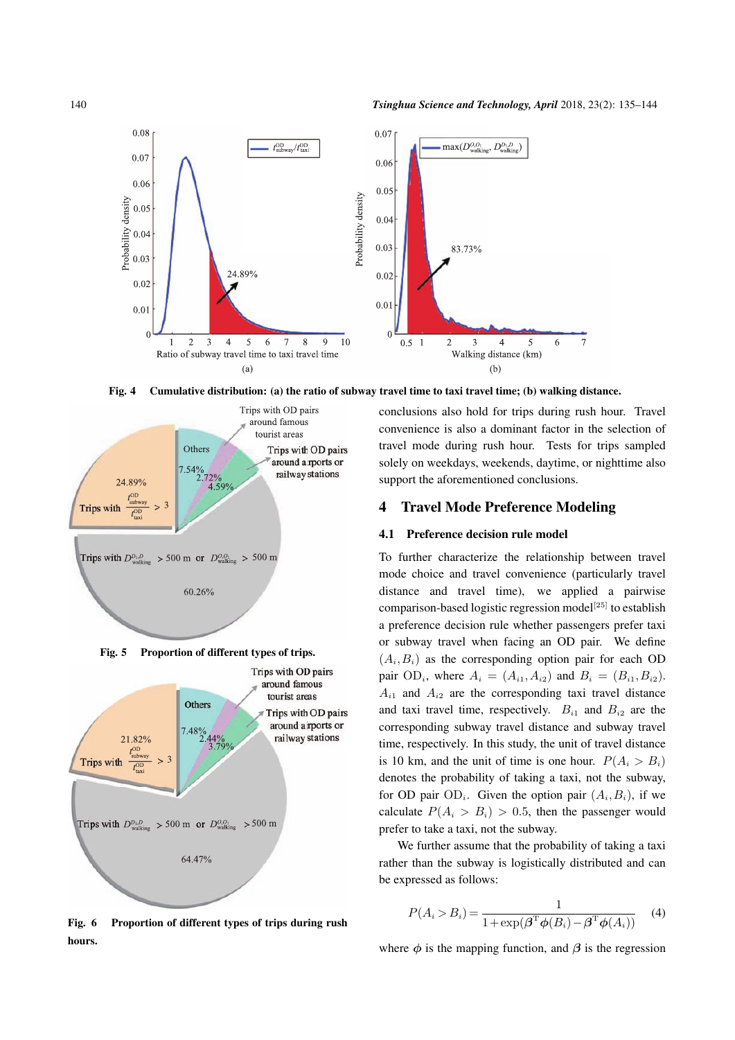Fig. 4 Cumulative distribution: (a) the ratio of subway travel time to taxi travel time; (b) walking distance.

Fig. 5 Proportion of different types of trips.

Fig. 6 Proportion of different types of trips during rush hours.

conclusions also hold for trips during rush hour. Travel convenience is also a dominant factor in the selection of travel mode during rush hour. Tests for trips sampled solely on weekdays, weekends, daytime, or nighttime also support the aforementioned conclusions.

## 4 Travel Mode Preference Modeling

### 4.1 Preference decision rule model

To further characterize the relationship between travel mode choice and travel convenience (particularly travel distance and travel time), we applied a pairwise comparison-based logistic regression model[25] to establish a preference decision rule whether passengers prefer taxi or subway travel when facing an OD pair. We define $(A_i, B_i)$ as the corresponding option pair for each OD pair $\text{OD}_i$, where $A_i = (A_{i1}, A_{i2})$ and $B_i = (B_{i1}, B_{i2})$. $A_{i1}$ and $A_{i2}$ are the corresponding taxi travel distance and taxi travel time, respectively. $B_{i1}$ and $B_{i2}$ are the corresponding subway travel distance and subway travel time, respectively. In this study, the unit of travel distance is 10 km, and the unit of time is one hour. $P(A_i > B_i)$ denotes the probability of taking a taxi, not the subway, for OD pair $\text{OD}_i$. Given the option pair $(A_i, B_i)$, if we calculate $P(A_i > B_i) > 0.5$, then the passenger would prefer to take a taxi, not the subway.

We further assume that the probability of taking a taxi rather than the subway is logistically distributed and can be expressed as follows:

$$P(A_i > B_i) = \frac{1}{1 + \exp(\boldsymbol{\beta}^{\mathrm{T}}\boldsymbol{\phi}(B_i) - \boldsymbol{\beta}^{\mathrm{T}}\boldsymbol{\phi}(A_i))} \tag{4}$$

where $\boldsymbol{\phi}$ is the mapping function, and $\boldsymbol{\beta}$ is the regression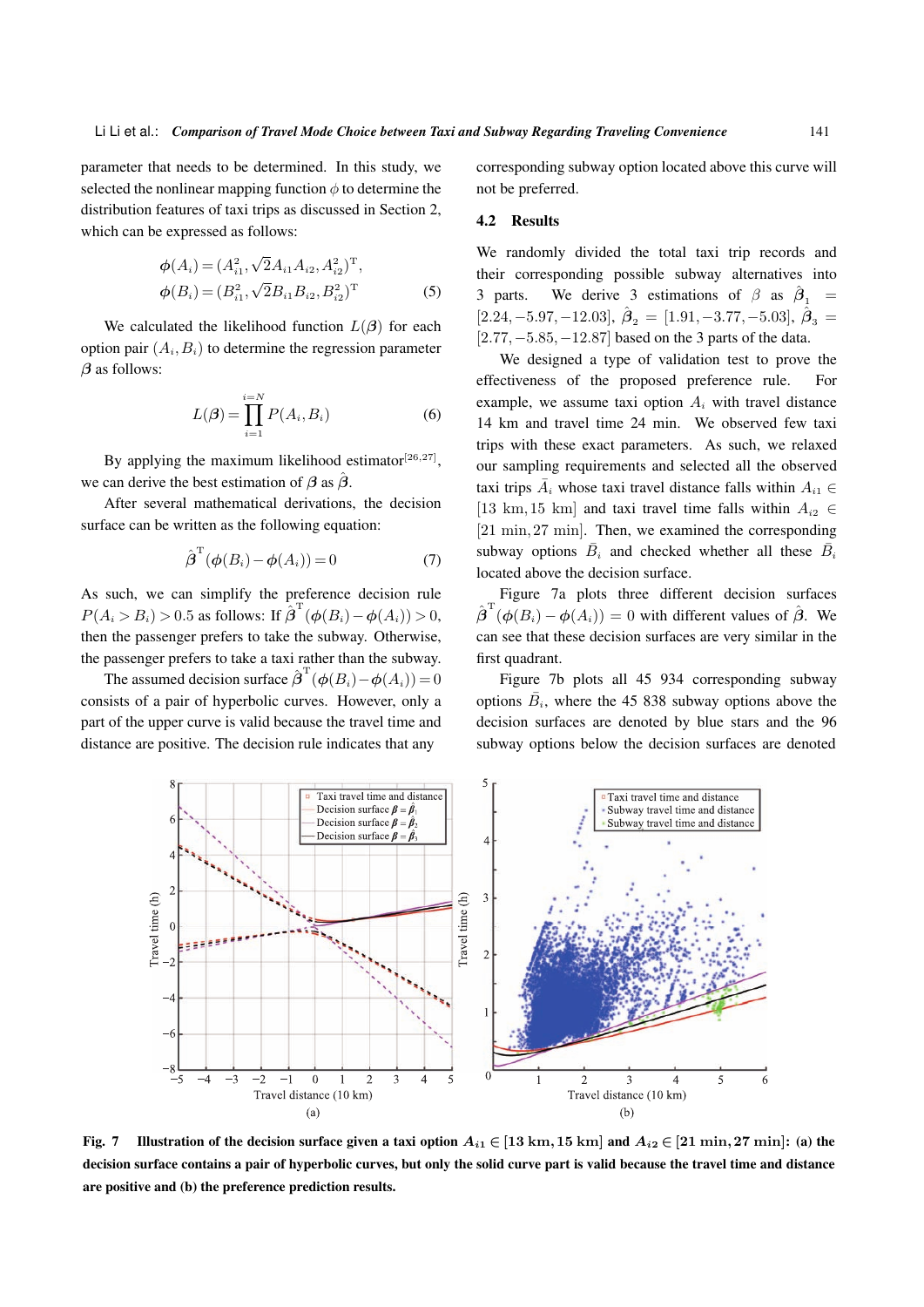parameter that needs to be determined. In this study, we selected the nonlinear mapping function $\phi$ to determine the distribution features of taxi trips as discussed in Section 2, which can be expressed as follows:

$$\boldsymbol{\phi}(A_i) = (A_{i1}^2, \sqrt{2}A_{i1}A_{i2}, A_{i2}^2)^{\mathrm{T}},$$
$$\boldsymbol{\phi}(B_i) = (B_{i1}^2, \sqrt{2}B_{i1}B_{i2}, B_{i2}^2)^{\mathrm{T}} \tag{5}$$

We calculated the likelihood function $L(\boldsymbol{\beta})$ for each option pair $(A_i, B_i)$ to determine the regression parameter $\boldsymbol{\beta}$ as follows:

$$L(\boldsymbol{\beta}) = \prod_{i=1}^{i=N} P(A_i, B_i) \tag{6}$$

By applying the maximum likelihood estimator[26,27], we can derive the best estimation of $\boldsymbol{\beta}$ as $\hat{\boldsymbol{\beta}}$.

After several mathematical derivations, the decision surface can be written as the following equation:

$$\hat{\boldsymbol{\beta}}^{\mathrm{T}}(\boldsymbol{\phi}(B_i) - \boldsymbol{\phi}(A_i)) = 0 \tag{7}$$

As such, we can simplify the preference decision rule $P(A_i > B_i) > 0.5$ as follows: If $\hat{\boldsymbol{\beta}}^{\mathrm{T}}(\boldsymbol{\phi}(B_i) - \boldsymbol{\phi}(A_i)) > 0$, then the passenger prefers to take the subway. Otherwise, the passenger prefers to take a taxi rather than the subway.

The assumed decision surface $\hat{\boldsymbol{\beta}}^{\mathrm{T}}(\boldsymbol{\phi}(B_i) - \boldsymbol{\phi}(A_i)) = 0$ consists of a pair of hyperbolic curves. However, only a part of the upper curve is valid because the travel time and distance are positive. The decision rule indicates that any corresponding subway option located above this curve will not be preferred.

## 4.2 Results

We randomly divided the total taxi trip records and their corresponding possible subway alternatives into 3 parts. We derive 3 estimations of $\beta$ as $\hat{\boldsymbol{\beta}}_1 = [2.24, -5.97, -12.03]$, $\hat{\boldsymbol{\beta}}_2 = [1.91, -3.77, -5.03]$, $\hat{\boldsymbol{\beta}}_3 = [2.77, -5.85, -12.87]$ based on the 3 parts of the data.

We designed a type of validation test to prove the effectiveness of the proposed preference rule. For example, we assume taxi option $A_i$ with travel distance 14 km and travel time 24 min. We observed few taxi trips with these exact parameters. As such, we relaxed our sampling requirements and selected all the observed taxi trips $\bar{A}_i$ whose taxi travel distance falls within $A_{i1} \in [13\ \text{km}, 15\ \text{km}]$ and taxi travel time falls within $A_{i2} \in [21\ \text{min}, 27\ \text{min}]$. Then, we examined the corresponding subway options $\bar{B}_i$ and checked whether all these $\bar{B}_i$ located above the decision surface.

Figure 7a plots three different decision surfaces $\hat{\boldsymbol{\beta}}^{\mathrm{T}}(\boldsymbol{\phi}(B_i) - \boldsymbol{\phi}(A_i)) = 0$ with different values of $\hat{\boldsymbol{\beta}}$. We can see that these decision surfaces are very similar in the first quadrant.

Figure 7b plots all 45 934 corresponding subway options $\bar{B}_i$, where the 45 838 subway options above the decision surfaces are denoted by blue stars and the 96 subway options below the decision surfaces are denoted

**Fig. 7 Illustration of the decision surface given a taxi option $A_{i1} \in [13\ \text{km}, 15\ \text{km}]$ and $A_{i2} \in [21\ \text{min}, 27\ \text{min}]$: (a) the decision surface contains a pair of hyperbolic curves, but only the solid curve part is valid because the travel time and distance are positive and (b) the preference prediction results.**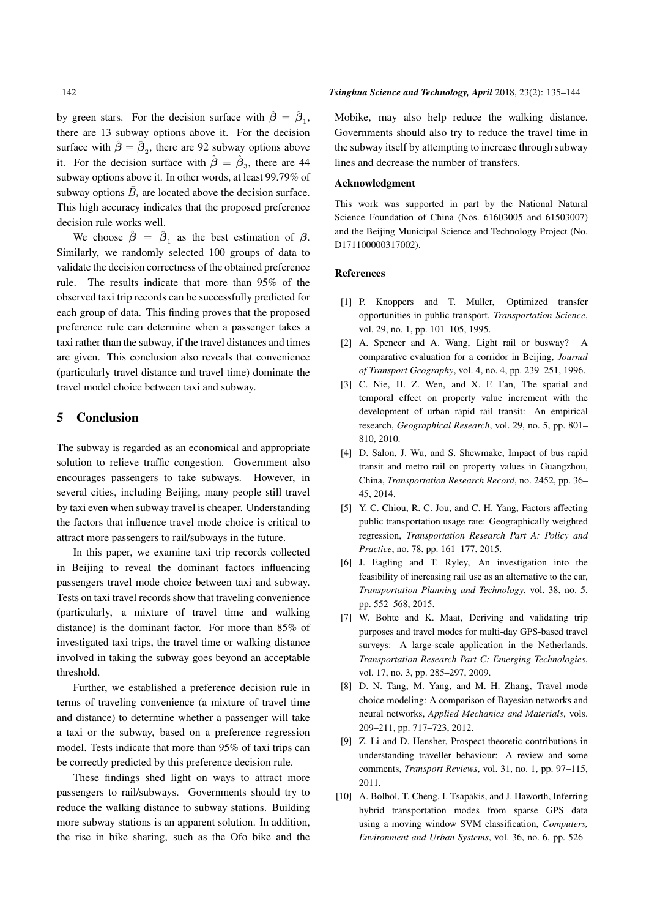by green stars. For the decision surface with $\hat{\boldsymbol{\beta}} = \hat{\boldsymbol{\beta}}_1$, there are 13 subway options above it. For the decision surface with $\hat{\boldsymbol{\beta}} = \hat{\boldsymbol{\beta}}_2$, there are 92 subway options above it. For the decision surface with $\hat{\boldsymbol{\beta}} = \hat{\boldsymbol{\beta}}_3$, there are 44 subway options above it. In other words, at least 99.79% of subway options $\bar{B}_i$ are located above the decision surface. This high accuracy indicates that the proposed preference decision rule works well.

We choose $\hat{\boldsymbol{\beta}} = \hat{\boldsymbol{\beta}}_1$ as the best estimation of $\boldsymbol{\beta}$. Similarly, we randomly selected 100 groups of data to validate the decision correctness of the obtained preference rule. The results indicate that more than 95% of the observed taxi trip records can be successfully predicted for each group of data. This finding proves that the proposed preference rule can determine when a passenger takes a taxi rather than the subway, if the travel distances and times are given. This conclusion also reveals that convenience (particularly travel distance and travel time) dominate the travel model choice between taxi and subway.

## 5 Conclusion

The subway is regarded as an economical and appropriate solution to relieve traffic congestion. Government also encourages passengers to take subways. However, in several cities, including Beijing, many people still travel by taxi even when subway travel is cheaper. Understanding the factors that influence travel mode choice is critical to attract more passengers to rail/subways in the future.

In this paper, we examine taxi trip records collected in Beijing to reveal the dominant factors influencing passengers travel mode choice between taxi and subway. Tests on taxi travel records show that traveling convenience (particularly, a mixture of travel time and walking distance) is the dominant factor. For more than 85% of investigated taxi trips, the travel time or walking distance involved in taking the subway goes beyond an acceptable threshold.

Further, we established a preference decision rule in terms of traveling convenience (a mixture of travel time and distance) to determine whether a passenger will take a taxi or the subway, based on a preference regression model. Tests indicate that more than 95% of taxi trips can be correctly predicted by this preference decision rule.

These findings shed light on ways to attract more passengers to rail/subways. Governments should try to reduce the walking distance to subway stations. Building more subway stations is an apparent solution. In addition, the rise in bike sharing, such as the Ofo bike and the Mobike, may also help reduce the walking distance. Governments should also try to reduce the travel time in the subway itself by attempting to increase through subway lines and decrease the number of transfers.

### Acknowledgment

This work was supported in part by the National Natural Science Foundation of China (Nos. 61603005 and 61503007) and the Beijing Municipal Science and Technology Project (No. D171100000317002).

### References

[1] P. Knoppers and T. Muller, Optimized transfer opportunities in public transport, *Transportation Science*, vol. 29, no. 1, pp. 101–105, 1995.

[2] A. Spencer and A. Wang, Light rail or busway? A comparative evaluation for a corridor in Beijing, *Journal of Transport Geography*, vol. 4, no. 4, pp. 239–251, 1996.

[3] C. Nie, H. Z. Wen, and X. F. Fan, The spatial and temporal effect on property value increment with the development of urban rapid rail transit: An empirical research, *Geographical Research*, vol. 29, no. 5, pp. 801–810, 2010.

[4] D. Salon, J. Wu, and S. Shewmake, Impact of bus rapid transit and metro rail on property values in Guangzhou, China, *Transportation Research Record*, no. 2452, pp. 36–45, 2014.

[5] Y. C. Chiou, R. C. Jou, and C. H. Yang, Factors affecting public transportation usage rate: Geographically weighted regression, *Transportation Research Part A: Policy and Practice*, no. 78, pp. 161–177, 2015.

[6] J. Eagling and T. Ryley, An investigation into the feasibility of increasing rail use as an alternative to the car, *Transportation Planning and Technology*, vol. 38, no. 5, pp. 552–568, 2015.

[7] W. Bohte and K. Maat, Deriving and validating trip purposes and travel modes for multi-day GPS-based travel surveys: A large-scale application in the Netherlands, *Transportation Research Part C: Emerging Technologies*, vol. 17, no. 3, pp. 285–297, 2009.

[8] D. N. Tang, M. Yang, and M. H. Zhang, Travel mode choice modeling: A comparison of Bayesian networks and neural networks, *Applied Mechanics and Materials*, vols. 209–211, pp. 717–723, 2012.

[9] Z. Li and D. Hensher, Prospect theoretic contributions in understanding traveller behaviour: A review and some comments, *Transport Reviews*, vol. 31, no. 1, pp. 97–115, 2011.

[10] A. Bolbol, T. Cheng, I. Tsapakis, and J. Haworth, Inferring hybrid transportation modes from sparse GPS data using a moving window SVM classification, *Computers, Environment and Urban Systems*, vol. 36, no. 6, pp. 526–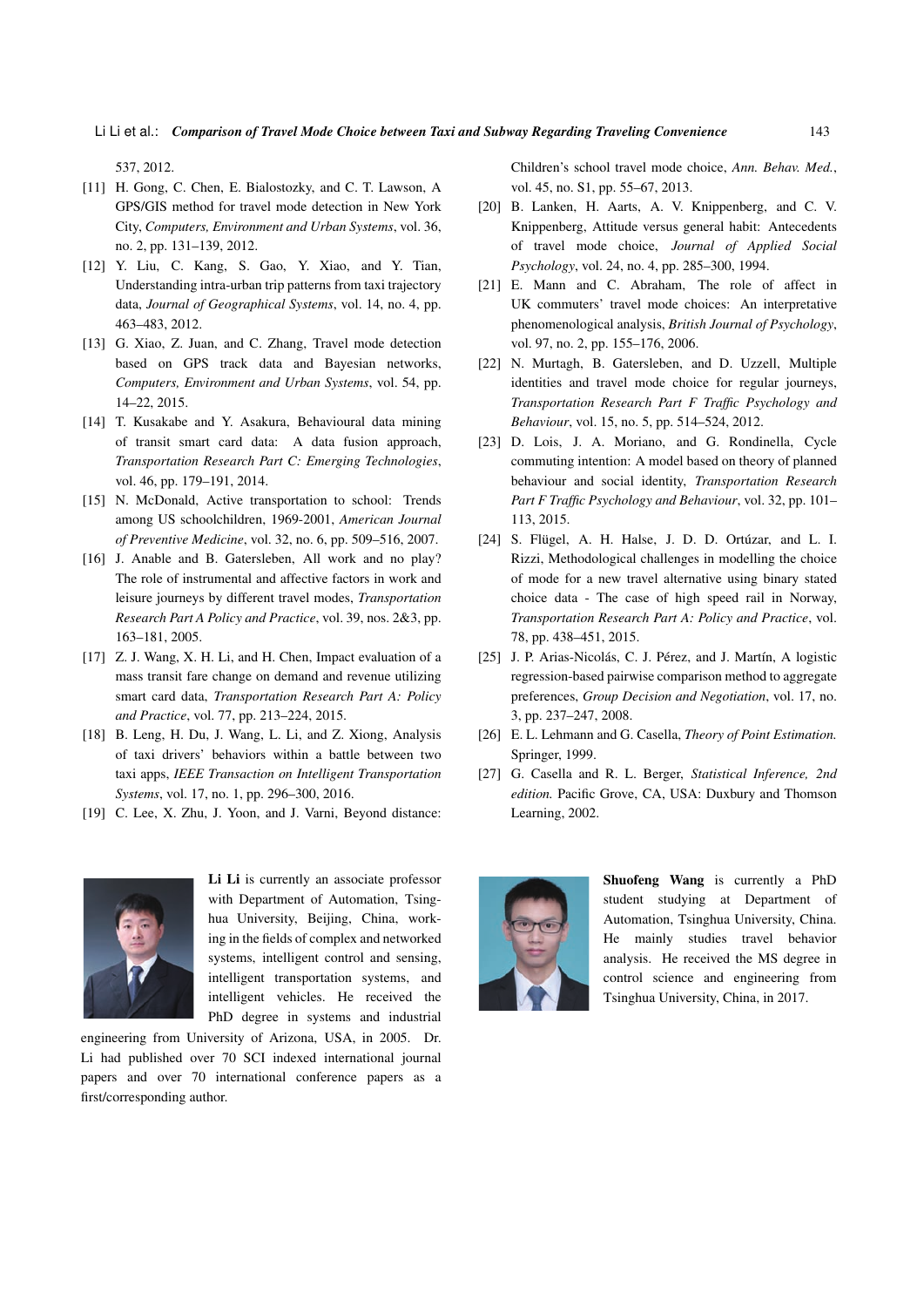537, 2012.

[11] H. Gong, C. Chen, E. Bialostozky, and C. T. Lawson, A GPS/GIS method for travel mode detection in New York City, *Computers, Environment and Urban Systems*, vol. 36, no. 2, pp. 131–139, 2012.

[12] Y. Liu, C. Kang, S. Gao, Y. Xiao, and Y. Tian, Understanding intra-urban trip patterns from taxi trajectory data, *Journal of Geographical Systems*, vol. 14, no. 4, pp. 463–483, 2012.

[13] G. Xiao, Z. Juan, and C. Zhang, Travel mode detection based on GPS track data and Bayesian networks, *Computers, Environment and Urban Systems*, vol. 54, pp. 14–22, 2015.

[14] T. Kusakabe and Y. Asakura, Behavioural data mining of transit smart card data: A data fusion approach, *Transportation Research Part C: Emerging Technologies*, vol. 46, pp. 179–191, 2014.

[15] N. McDonald, Active transportation to school: Trends among US schoolchildren, 1969-2001, *American Journal of Preventive Medicine*, vol. 32, no. 6, pp. 509–516, 2007.

[16] J. Anable and B. Gatersleben, All work and no play? The role of instrumental and affective factors in work and leisure journeys by different travel modes, *Transportation Research Part A Policy and Practice*, vol. 39, nos. 2&3, pp. 163–181, 2005.

[17] Z. J. Wang, X. H. Li, and H. Chen, Impact evaluation of a mass transit fare change on demand and revenue utilizing smart card data, *Transportation Research Part A: Policy and Practice*, vol. 77, pp. 213–224, 2015.

[18] B. Leng, H. Du, J. Wang, L. Li, and Z. Xiong, Analysis of taxi drivers' behaviors within a battle between two taxi apps, *IEEE Transaction on Intelligent Transportation Systems*, vol. 17, no. 1, pp. 296–300, 2016.

[19] C. Lee, X. Zhu, J. Yoon, and J. Varni, Beyond distance: Children's school travel mode choice, *Ann. Behav. Med.*, vol. 45, no. S1, pp. 55–67, 2013.

[20] B. Lanken, H. Aarts, A. V. Knippenberg, and C. V. Knippenberg, Attitude versus general habit: Antecedents of travel mode choice, *Journal of Applied Social Psychology*, vol. 24, no. 4, pp. 285–300, 1994.

[21] E. Mann and C. Abraham, The role of affect in UK commuters' travel mode choices: An interpretative phenomenological analysis, *British Journal of Psychology*, vol. 97, no. 2, pp. 155–176, 2006.

[22] N. Murtagh, B. Gatersleben, and D. Uzzell, Multiple identities and travel mode choice for regular journeys, *Transportation Research Part F Traffic Psychology and Behaviour*, vol. 15, no. 5, pp. 514–524, 2012.

[23] D. Lois, J. A. Moriano, and G. Rondinella, Cycle commuting intention: A model based on theory of planned behaviour and social identity, *Transportation Research Part F Traffic Psychology and Behaviour*, vol. 32, pp. 101–113, 2015.

[24] S. Flügel, A. H. Halse, J. D. D. Ortúzar, and L. I. Rizzi, Methodological challenges in modelling the choice of mode for a new travel alternative using binary stated choice data - The case of high speed rail in Norway, *Transportation Research Part A: Policy and Practice*, vol. 78, pp. 438–451, 2015.

[25] J. P. Arias-Nicolás, C. J. Pérez, and J. Martín, A logistic regression-based pairwise comparison method to aggregate preferences, *Group Decision and Negotiation*, vol. 17, no. 3, pp. 237–247, 2008.

[26] E. L. Lehmann and G. Casella, *Theory of Point Estimation.* Springer, 1999.

[27] G. Casella and R. L. Berger, *Statistical Inference, 2nd edition.* Pacific Grove, CA, USA: Duxbury and Thomson Learning, 2002.

**Li Li** is currently an associate professor with Department of Automation, Tsinghua University, Beijing, China, working in the fields of complex and networked systems, intelligent control and sensing, intelligent transportation systems, and intelligent vehicles. He received the PhD degree in systems and industrial engineering from University of Arizona, USA, in 2005. Dr. Li had published over 70 SCI indexed international journal papers and over 70 international conference papers as a first/corresponding author.

**Shuofeng Wang** is currently a PhD student studying at Department of Automation, Tsinghua University, China. He mainly studies travel behavior analysis. He received the MS degree in control science and engineering from Tsinghua University, China, in 2017.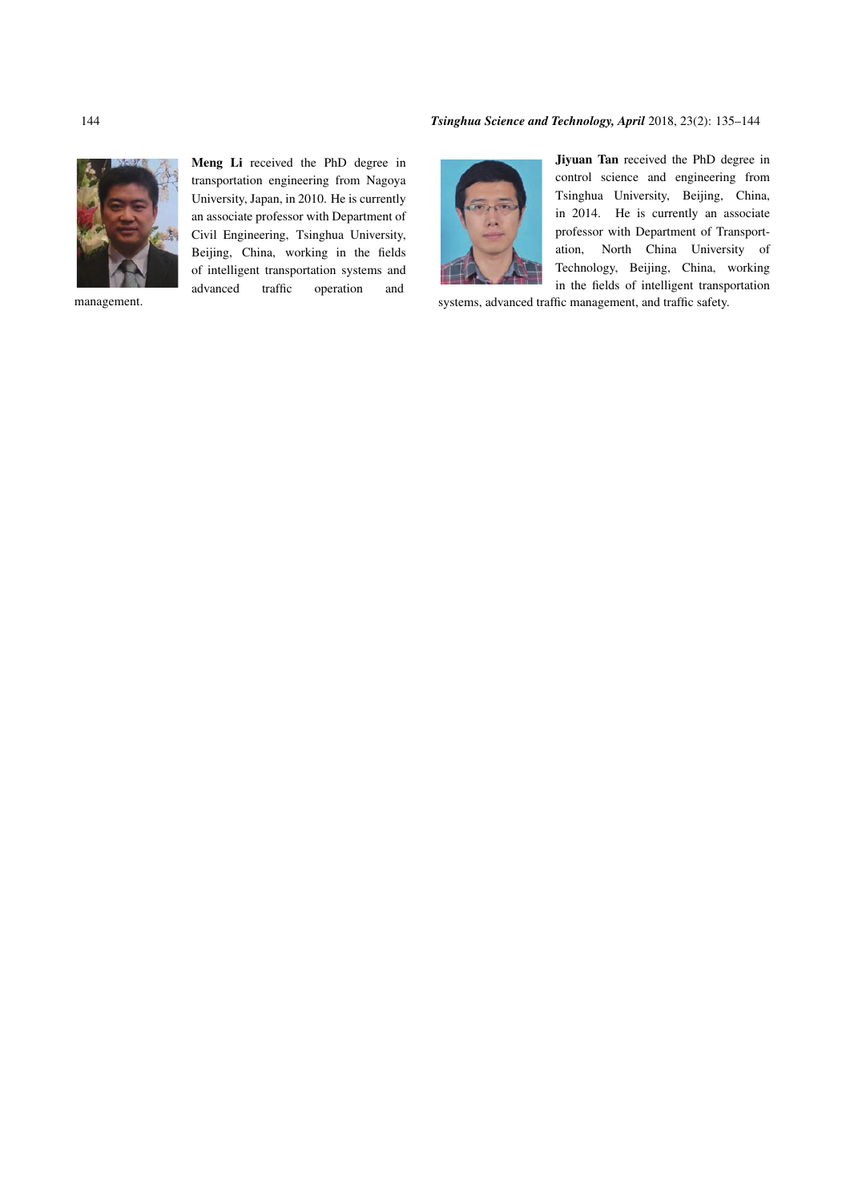**Meng Li** received the PhD degree in transportation engineering from Nagoya University, Japan, in 2010. He is currently an associate professor with Department of Civil Engineering, Tsinghua University, Beijing, China, working in the fields of intelligent transportation systems and advanced traffic operation and management.

**Jiyuan Tan** received the PhD degree in control science and engineering from Tsinghua University, Beijing, China, in 2014. He is currently an associate professor with Department of Transportation, North China University of Technology, Beijing, China, working in the fields of intelligent transportation systems, advanced traffic management, and traffic safety.